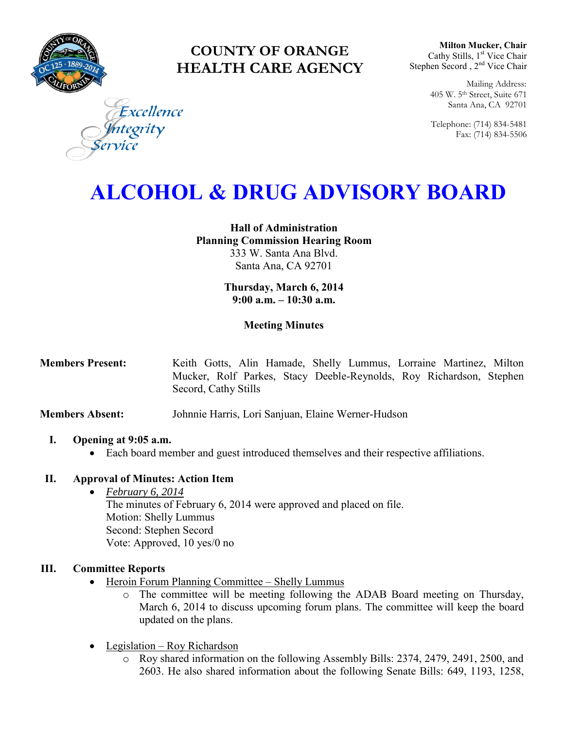# COUNTY OF ORANGE
# HEALTH CARE AGENCY

Excellence
Integrity
Service

**Milton Mucker, Chair**
Cathy Stills, 1st Vice Chair
Stephen Secord , 2nd Vice Chair

Mailing Address:
405 W. 5th Street, Suite 671
Santa Ana, CA 92701

Telephone: (714) 834-5481
Fax: (714) 834-5506

# ALCOHOL & DRUG ADVISORY BOARD

**Hall of Administration**
**Planning Commission Hearing Room**
333 W. Santa Ana Blvd.
Santa Ana, CA 92701

**Thursday, March 6, 2014**
**9:00 a.m. – 10:30 a.m.**

**Meeting Minutes**

**Members Present:** Keith Gotts, Alin Hamade, Shelly Lummus, Lorraine Martinez, Milton Mucker, Rolf Parkes, Stacy Deeble-Reynolds, Roy Richardson, Stephen Secord, Cathy Stills

**Members Absent:** Johnnie Harris, Lori Sanjuan, Elaine Werner-Hudson

## I. Opening at 9:05 a.m.

- Each board member and guest introduced themselves and their respective affiliations.

## II. Approval of Minutes: Action Item

- *February 6, 2014*
  The minutes of February 6, 2014 were approved and placed on file.
  Motion: Shelly Lummus
  Second: Stephen Secord
  Vote: Approved, 10 yes/0 no

## III. Committee Reports

- Heroin Forum Planning Committee – Shelly Lummus
  - The committee will be meeting following the ADAB Board meeting on Thursday, March 6, 2014 to discuss upcoming forum plans. The committee will keep the board updated on the plans.

- Legislation – Roy Richardson
  - Roy shared information on the following Assembly Bills: 2374, 2479, 2491, 2500, and 2603. He also shared information about the following Senate Bills: 649, 1193, 1258,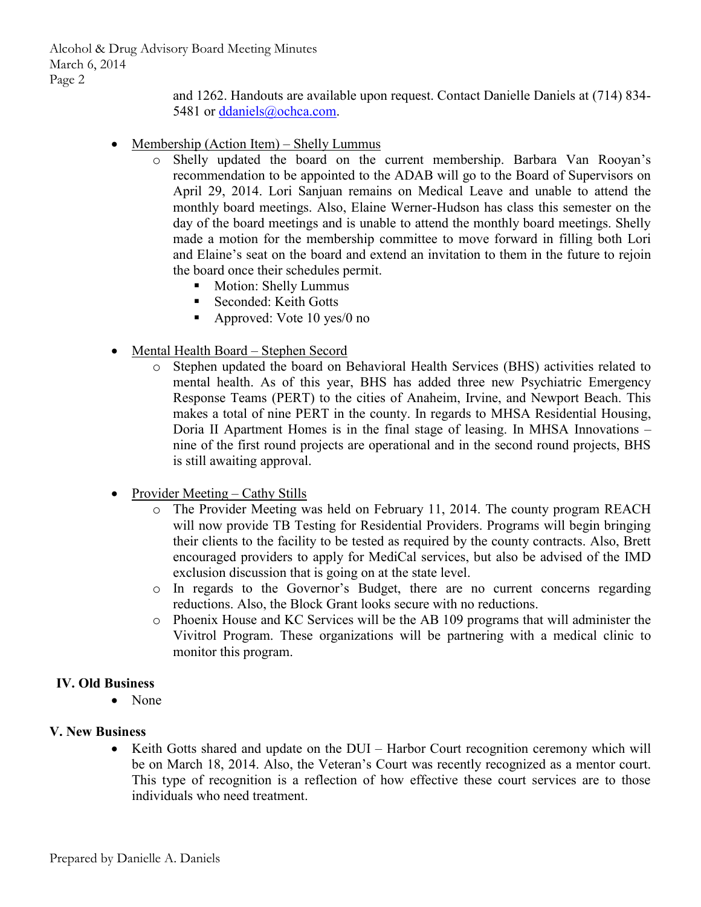and 1262. Handouts are available upon request. Contact Danielle Daniels at (714) 834-5481 or ddaniels@ochca.com.

- Membership (Action Item) – Shelly Lummus
  - Shelly updated the board on the current membership. Barbara Van Rooyan's recommendation to be appointed to the ADAB will go to the Board of Supervisors on April 29, 2014. Lori Sanjuan remains on Medical Leave and unable to attend the monthly board meetings. Also, Elaine Werner-Hudson has class this semester on the day of the board meetings and is unable to attend the monthly board meetings. Shelly made a motion for the membership committee to move forward in filling both Lori and Elaine's seat on the board and extend an invitation to them in the future to rejoin the board once their schedules permit.
    - Motion: Shelly Lummus
    - Seconded: Keith Gotts
    - Approved: Vote 10 yes/0 no

- Mental Health Board – Stephen Secord
  - Stephen updated the board on Behavioral Health Services (BHS) activities related to mental health. As of this year, BHS has added three new Psychiatric Emergency Response Teams (PERT) to the cities of Anaheim, Irvine, and Newport Beach. This makes a total of nine PERT in the county. In regards to MHSA Residential Housing, Doria II Apartment Homes is in the final stage of leasing. In MHSA Innovations – nine of the first round projects are operational and in the second round projects, BHS is still awaiting approval.

- Provider Meeting – Cathy Stills
  - The Provider Meeting was held on February 11, 2014. The county program REACH will now provide TB Testing for Residential Providers. Programs will begin bringing their clients to the facility to be tested as required by the county contracts. Also, Brett encouraged providers to apply for MediCal services, but also be advised of the IMD exclusion discussion that is going on at the state level.
  - In regards to the Governor's Budget, there are no current concerns regarding reductions. Also, the Block Grant looks secure with no reductions.
  - Phoenix House and KC Services will be the AB 109 programs that will administer the Vivitrol Program. These organizations will be partnering with a medical clinic to monitor this program.

## IV. Old Business

- None

## V. New Business

- Keith Gotts shared and update on the DUI – Harbor Court recognition ceremony which will be on March 18, 2014. Also, the Veteran's Court was recently recognized as a mentor court. This type of recognition is a reflection of how effective these court services are to those individuals who need treatment.

Prepared by Danielle A. Daniels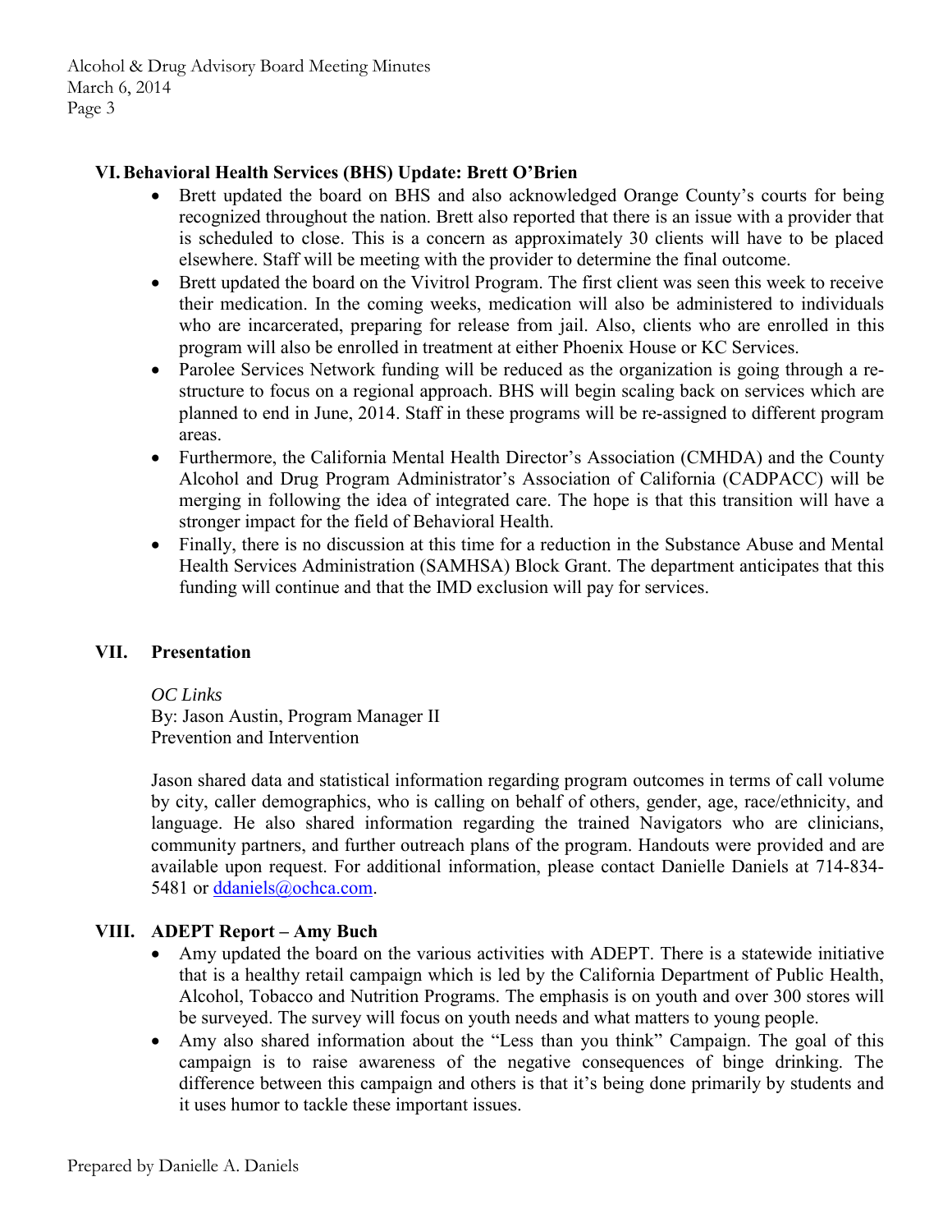## VI. Behavioral Health Services (BHS) Update: Brett O'Brien

- Brett updated the board on BHS and also acknowledged Orange County's courts for being recognized throughout the nation. Brett also reported that there is an issue with a provider that is scheduled to close. This is a concern as approximately 30 clients will have to be placed elsewhere. Staff will be meeting with the provider to determine the final outcome.
- Brett updated the board on the Vivitrol Program. The first client was seen this week to receive their medication. In the coming weeks, medication will also be administered to individuals who are incarcerated, preparing for release from jail. Also, clients who are enrolled in this program will also be enrolled in treatment at either Phoenix House or KC Services.
- Parolee Services Network funding will be reduced as the organization is going through a re-structure to focus on a regional approach. BHS will begin scaling back on services which are planned to end in June, 2014. Staff in these programs will be re-assigned to different program areas.
- Furthermore, the California Mental Health Director's Association (CMHDA) and the County Alcohol and Drug Program Administrator's Association of California (CADPACC) will be merging in following the idea of integrated care. The hope is that this transition will have a stronger impact for the field of Behavioral Health.
- Finally, there is no discussion at this time for a reduction in the Substance Abuse and Mental Health Services Administration (SAMHSA) Block Grant. The department anticipates that this funding will continue and that the IMD exclusion will pay for services.

## VII. Presentation

*OC Links*
By: Jason Austin, Program Manager II
Prevention and Intervention

Jason shared data and statistical information regarding program outcomes in terms of call volume by city, caller demographics, who is calling on behalf of others, gender, age, race/ethnicity, and language. He also shared information regarding the trained Navigators who are clinicians, community partners, and further outreach plans of the program. Handouts were provided and are available upon request. For additional information, please contact Danielle Daniels at 714-834-5481 or ddaniels@ochca.com.

## VIII. ADEPT Report – Amy Buch

- Amy updated the board on the various activities with ADEPT. There is a statewide initiative that is a healthy retail campaign which is led by the California Department of Public Health, Alcohol, Tobacco and Nutrition Programs. The emphasis is on youth and over 300 stores will be surveyed. The survey will focus on youth needs and what matters to young people.
- Amy also shared information about the "Less than you think" Campaign. The goal of this campaign is to raise awareness of the negative consequences of binge drinking. The difference between this campaign and others is that it's being done primarily by students and it uses humor to tackle these important issues.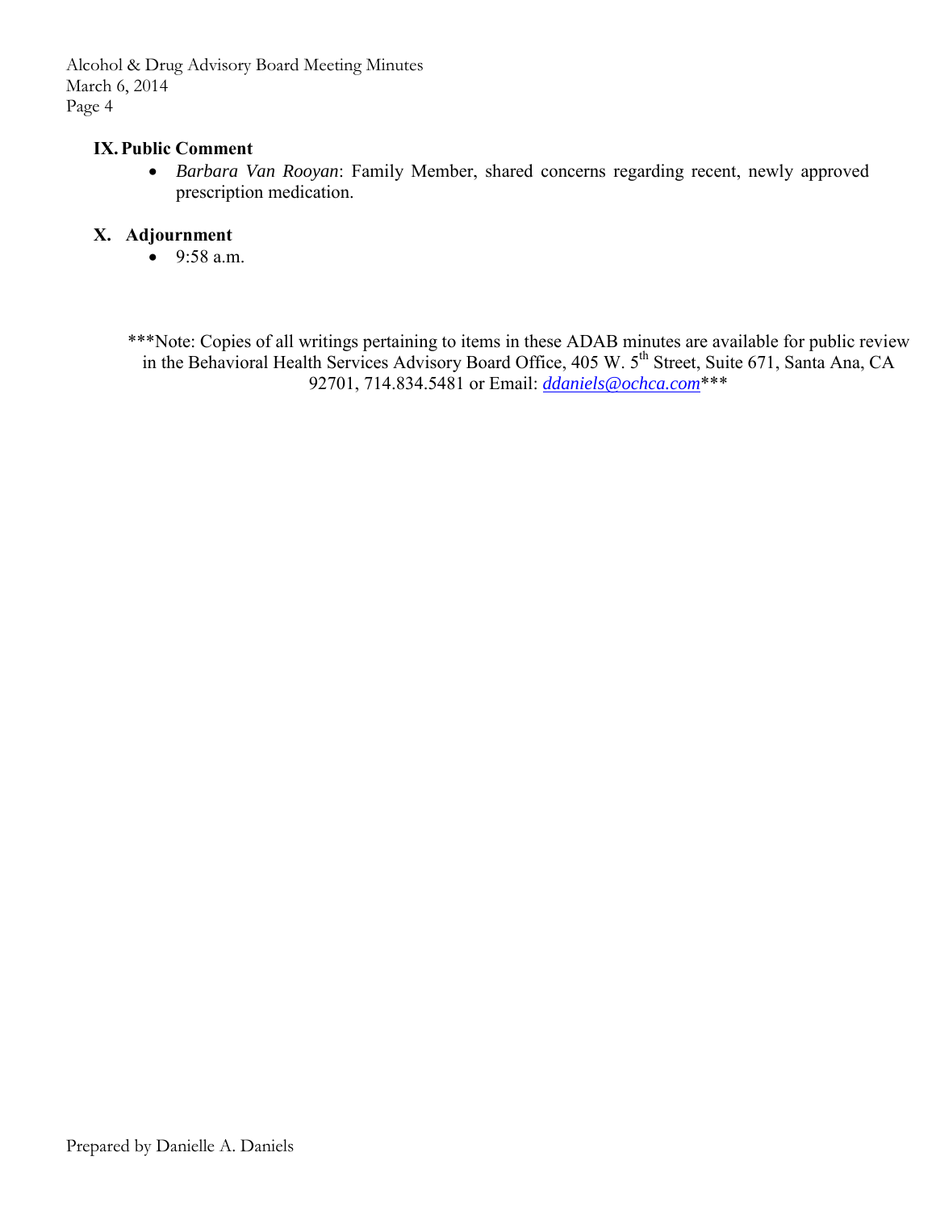## IX. Public Comment

- *Barbara Van Rooyan*: Family Member, shared concerns regarding recent, newly approved prescription medication.

## X. Adjournment

- 9:58 a.m.

***Note: Copies of all writings pertaining to items in these ADAB minutes are available for public review in the Behavioral Health Services Advisory Board Office, 405 W. 5th Street, Suite 671, Santa Ana, CA 92701, 714.834.5481 or Email: *ddaniels@ochca.com****

Prepared by Danielle A. Daniels